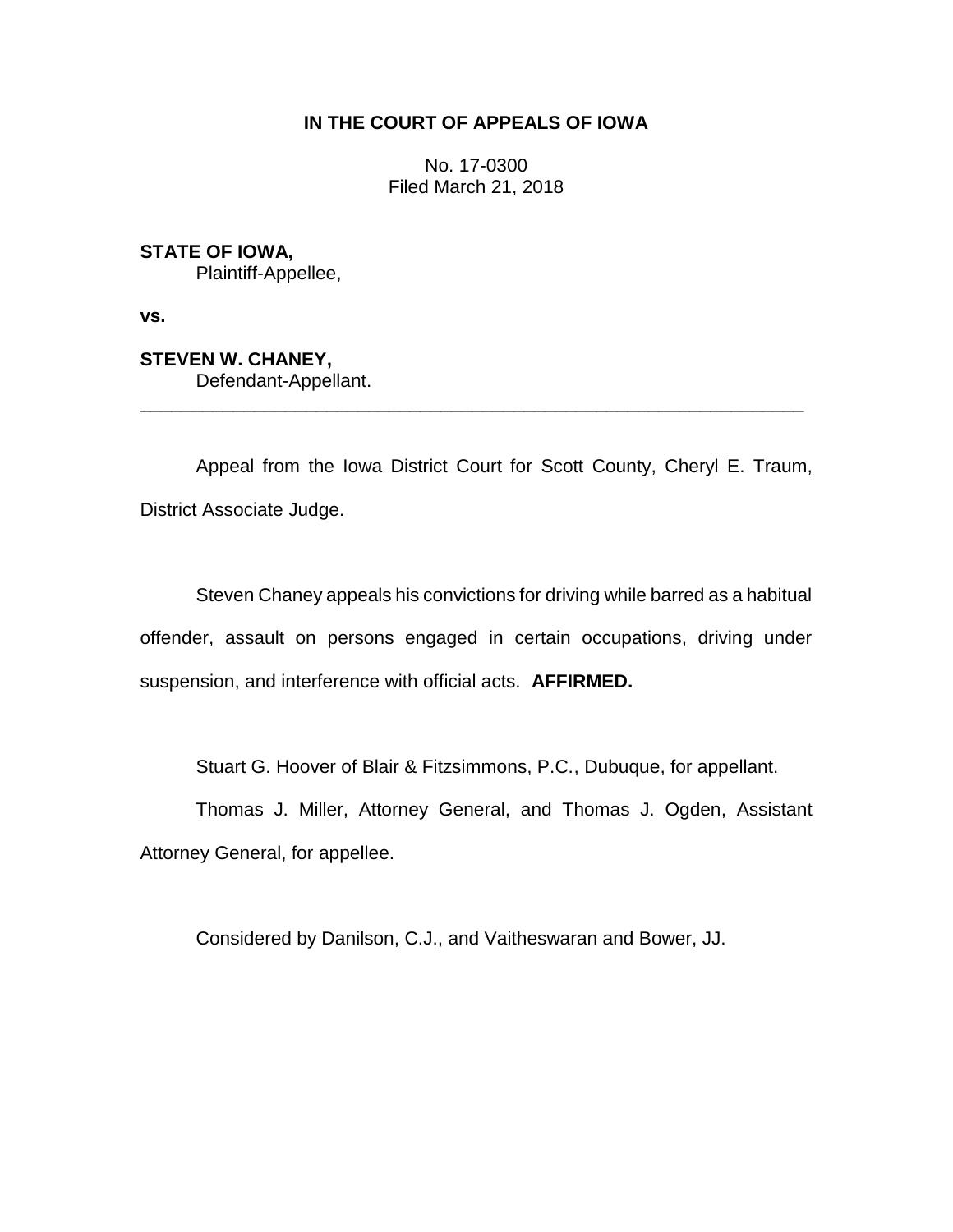**IN THE COURT OF APPEALS OF IOWA**

No. 17-0300
Filed March 21, 2018

**STATE OF IOWA,**
Plaintiff-Appellee,

**vs.**

**STEVEN W. CHANEY,**
Defendant-Appellant.

---

Appeal from the Iowa District Court for Scott County, Cheryl E. Traum, District Associate Judge.

Steven Chaney appeals his convictions for driving while barred as a habitual offender, assault on persons engaged in certain occupations, driving under suspension, and interference with official acts. **AFFIRMED.**

Stuart G. Hoover of Blair & Fitzsimmons, P.C., Dubuque, for appellant.

Thomas J. Miller, Attorney General, and Thomas J. Ogden, Assistant Attorney General, for appellee.

Considered by Danilson, C.J., and Vaitheswaran and Bower, JJ.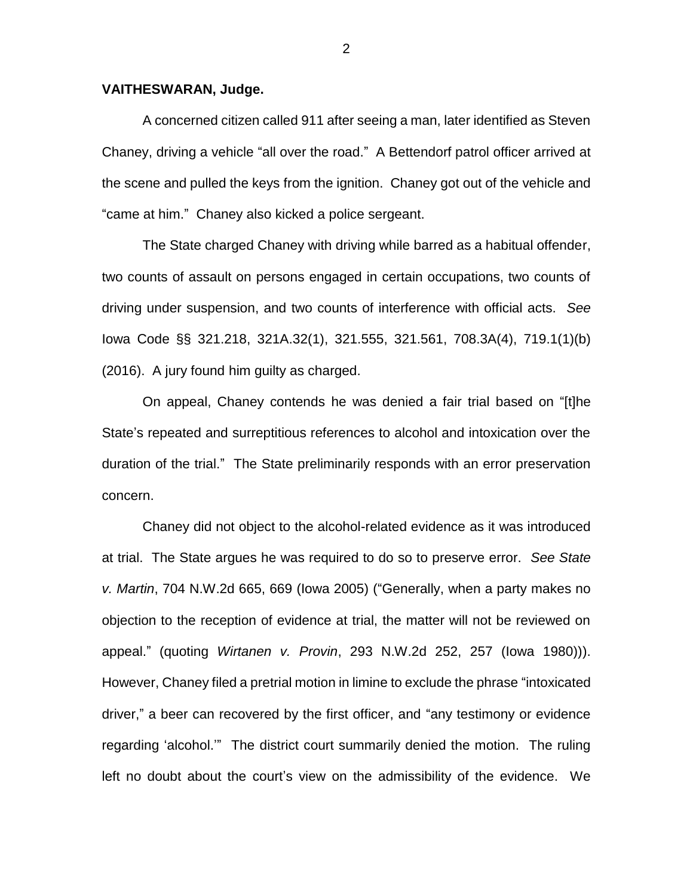**VAITHESWARAN, Judge.**

A concerned citizen called 911 after seeing a man, later identified as Steven Chaney, driving a vehicle "all over the road." A Bettendorf patrol officer arrived at the scene and pulled the keys from the ignition. Chaney got out of the vehicle and "came at him." Chaney also kicked a police sergeant.

The State charged Chaney with driving while barred as a habitual offender, two counts of assault on persons engaged in certain occupations, two counts of driving under suspension, and two counts of interference with official acts. *See* Iowa Code §§ 321.218, 321A.32(1), 321.555, 321.561, 708.3A(4), 719.1(1)(b) (2016). A jury found him guilty as charged.

On appeal, Chaney contends he was denied a fair trial based on "[t]he State's repeated and surreptitious references to alcohol and intoxication over the duration of the trial." The State preliminarily responds with an error preservation concern.

Chaney did not object to the alcohol-related evidence as it was introduced at trial. The State argues he was required to do so to preserve error. *See State v. Martin*, 704 N.W.2d 665, 669 (Iowa 2005) ("Generally, when a party makes no objection to the reception of evidence at trial, the matter will not be reviewed on appeal." (quoting *Wirtanen v. Provin*, 293 N.W.2d 252, 257 (Iowa 1980))). However, Chaney filed a pretrial motion in limine to exclude the phrase "intoxicated driver," a beer can recovered by the first officer, and "any testimony or evidence regarding 'alcohol.'" The district court summarily denied the motion. The ruling left no doubt about the court's view on the admissibility of the evidence. We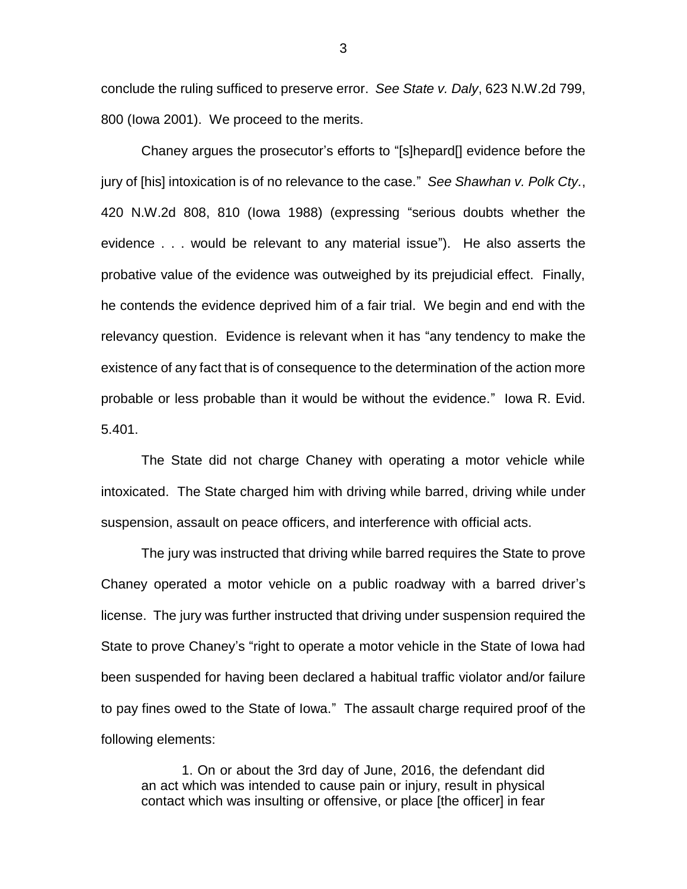conclude the ruling sufficed to preserve error. *See State v. Daly*, 623 N.W.2d 799, 800 (Iowa 2001). We proceed to the merits.

Chaney argues the prosecutor's efforts to "[s]hepard[] evidence before the jury of [his] intoxication is of no relevance to the case." *See Shawhan v. Polk Cty.*, 420 N.W.2d 808, 810 (Iowa 1988) (expressing "serious doubts whether the evidence . . . would be relevant to any material issue"). He also asserts the probative value of the evidence was outweighed by its prejudicial effect. Finally, he contends the evidence deprived him of a fair trial. We begin and end with the relevancy question. Evidence is relevant when it has "any tendency to make the existence of any fact that is of consequence to the determination of the action more probable or less probable than it would be without the evidence." Iowa R. Evid. 5.401.

The State did not charge Chaney with operating a motor vehicle while intoxicated. The State charged him with driving while barred, driving while under suspension, assault on peace officers, and interference with official acts.

The jury was instructed that driving while barred requires the State to prove Chaney operated a motor vehicle on a public roadway with a barred driver's license. The jury was further instructed that driving under suspension required the State to prove Chaney's "right to operate a motor vehicle in the State of Iowa had been suspended for having been declared a habitual traffic violator and/or failure to pay fines owed to the State of Iowa." The assault charge required proof of the following elements:

> 1. On or about the 3rd day of June, 2016, the defendant did an act which was intended to cause pain or injury, result in physical contact which was insulting or offensive, or place [the officer] in fear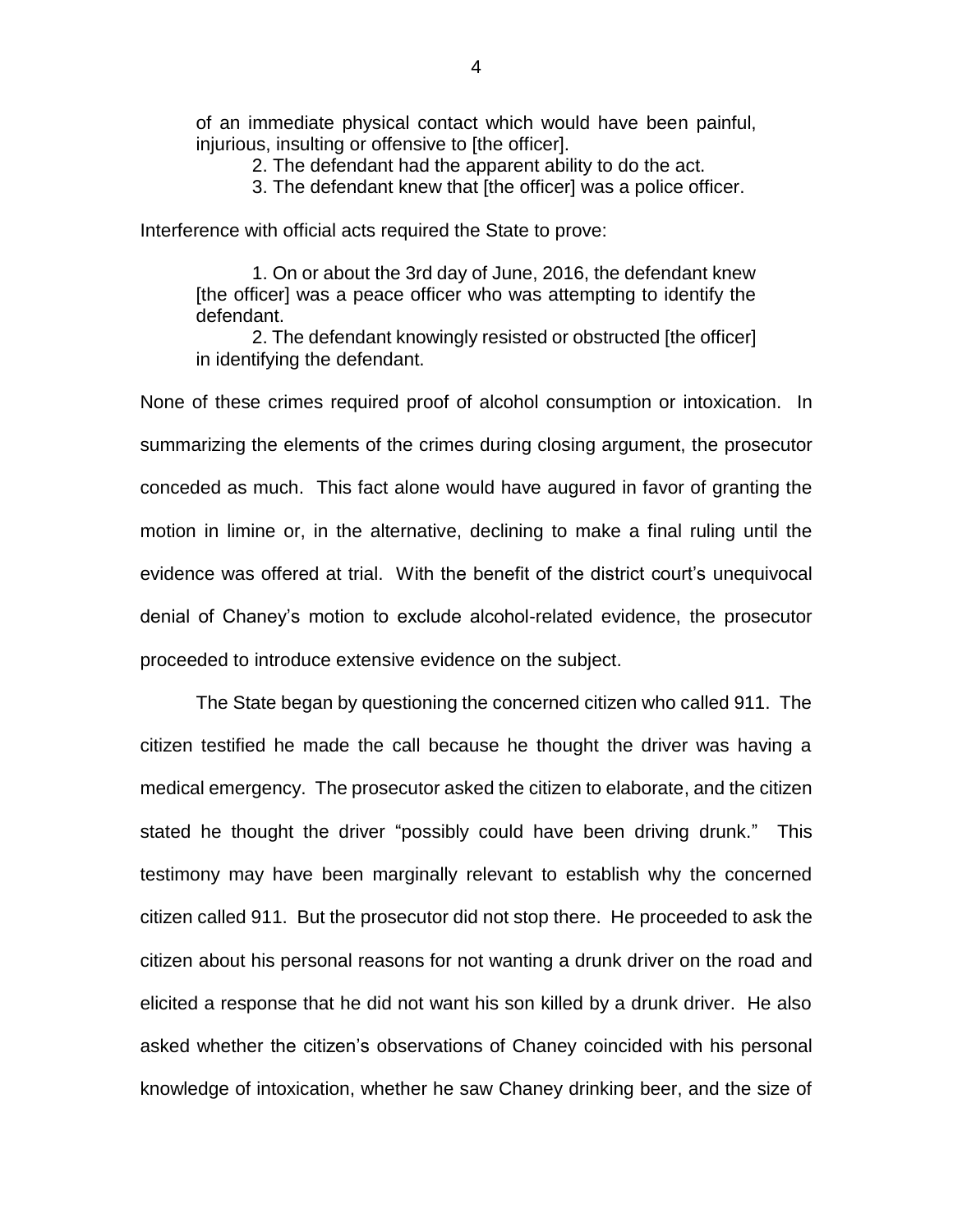of an immediate physical contact which would have been painful, injurious, insulting or offensive to [the officer].

2. The defendant had the apparent ability to do the act.

3. The defendant knew that [the officer] was a police officer.

Interference with official acts required the State to prove:

1. On or about the 3rd day of June, 2016, the defendant knew [the officer] was a peace officer who was attempting to identify the defendant.

2. The defendant knowingly resisted or obstructed [the officer] in identifying the defendant.

None of these crimes required proof of alcohol consumption or intoxication. In summarizing the elements of the crimes during closing argument, the prosecutor conceded as much. This fact alone would have augured in favor of granting the motion in limine or, in the alternative, declining to make a final ruling until the evidence was offered at trial. With the benefit of the district court's unequivocal denial of Chaney's motion to exclude alcohol-related evidence, the prosecutor proceeded to introduce extensive evidence on the subject.

The State began by questioning the concerned citizen who called 911. The citizen testified he made the call because he thought the driver was having a medical emergency. The prosecutor asked the citizen to elaborate, and the citizen stated he thought the driver "possibly could have been driving drunk." This testimony may have been marginally relevant to establish why the concerned citizen called 911. But the prosecutor did not stop there. He proceeded to ask the citizen about his personal reasons for not wanting a drunk driver on the road and elicited a response that he did not want his son killed by a drunk driver. He also asked whether the citizen's observations of Chaney coincided with his personal knowledge of intoxication, whether he saw Chaney drinking beer, and the size of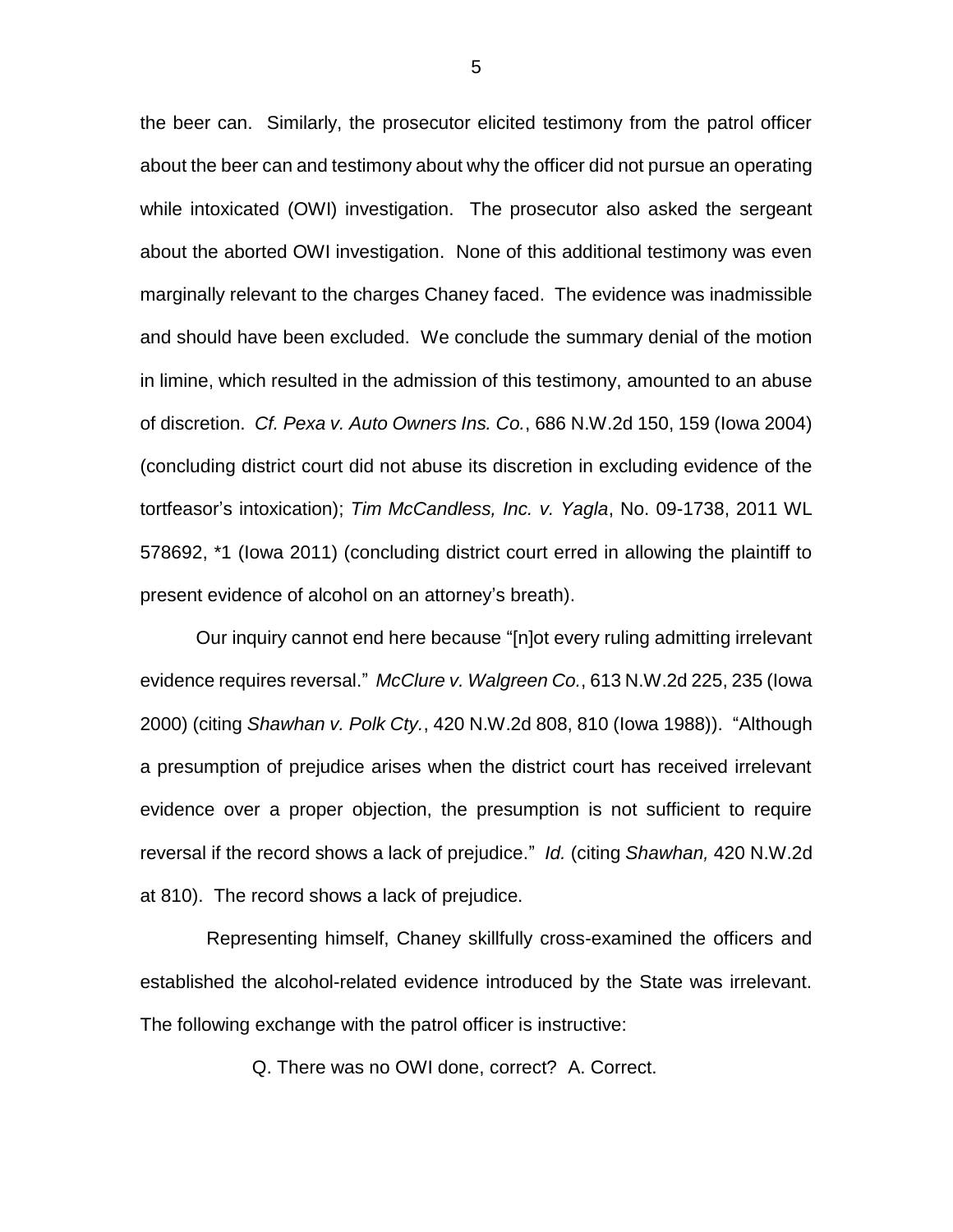the beer can. Similarly, the prosecutor elicited testimony from the patrol officer about the beer can and testimony about why the officer did not pursue an operating while intoxicated (OWI) investigation. The prosecutor also asked the sergeant about the aborted OWI investigation. None of this additional testimony was even marginally relevant to the charges Chaney faced. The evidence was inadmissible and should have been excluded. We conclude the summary denial of the motion in limine, which resulted in the admission of this testimony, amounted to an abuse of discretion. *Cf. Pexa v. Auto Owners Ins. Co.*, 686 N.W.2d 150, 159 (Iowa 2004) (concluding district court did not abuse its discretion in excluding evidence of the tortfeasor's intoxication); *Tim McCandless, Inc. v. Yagla*, No. 09-1738, 2011 WL 578692, *1 (Iowa 2011) (concluding district court erred in allowing the plaintiff to present evidence of alcohol on an attorney's breath).

Our inquiry cannot end here because "[n]ot every ruling admitting irrelevant evidence requires reversal." *McClure v. Walgreen Co.*, 613 N.W.2d 225, 235 (Iowa 2000) (citing *Shawhan v. Polk Cty.*, 420 N.W.2d 808, 810 (Iowa 1988)). "Although a presumption of prejudice arises when the district court has received irrelevant evidence over a proper objection, the presumption is not sufficient to require reversal if the record shows a lack of prejudice." *Id.* (citing *Shawhan,* 420 N.W.2d at 810). The record shows a lack of prejudice.

Representing himself, Chaney skillfully cross-examined the officers and established the alcohol-related evidence introduced by the State was irrelevant. The following exchange with the patrol officer is instructive:

> Q. There was no OWI done, correct? A. Correct.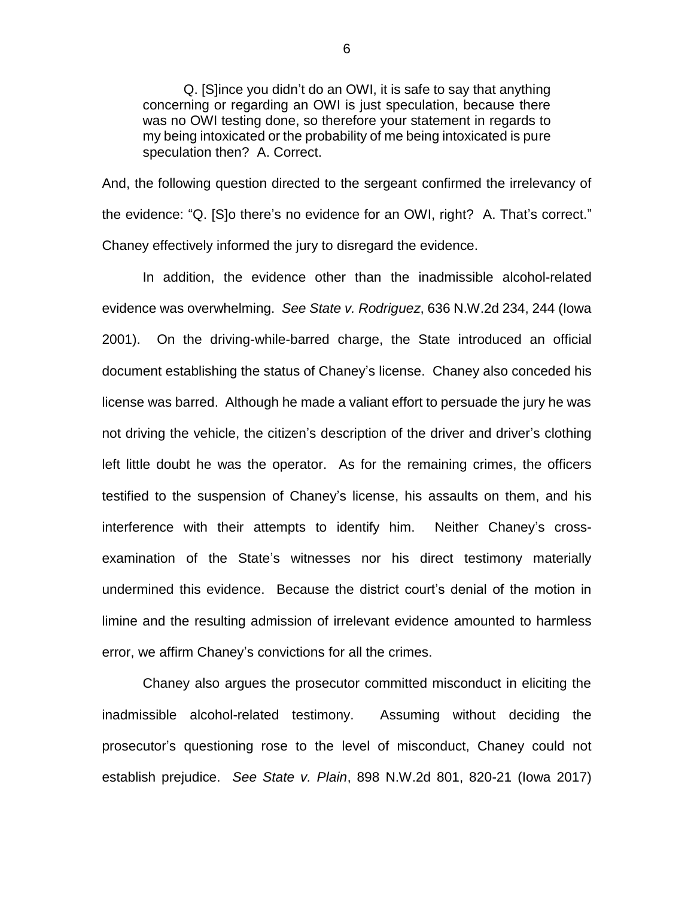> Q. [S]ince you didn't do an OWI, it is safe to say that anything concerning or regarding an OWI is just speculation, because there was no OWI testing done, so therefore your statement in regards to my being intoxicated or the probability of me being intoxicated is pure speculation then? A. Correct.

And, the following question directed to the sergeant confirmed the irrelevancy of the evidence: "Q. [S]o there's no evidence for an OWI, right? A. That's correct." Chaney effectively informed the jury to disregard the evidence.

In addition, the evidence other than the inadmissible alcohol-related evidence was overwhelming. *See State v. Rodriguez*, 636 N.W.2d 234, 244 (Iowa 2001). On the driving-while-barred charge, the State introduced an official document establishing the status of Chaney's license. Chaney also conceded his license was barred. Although he made a valiant effort to persuade the jury he was not driving the vehicle, the citizen's description of the driver and driver's clothing left little doubt he was the operator. As for the remaining crimes, the officers testified to the suspension of Chaney's license, his assaults on them, and his interference with their attempts to identify him. Neither Chaney's cross-examination of the State's witnesses nor his direct testimony materially undermined this evidence. Because the district court's denial of the motion in limine and the resulting admission of irrelevant evidence amounted to harmless error, we affirm Chaney's convictions for all the crimes.

Chaney also argues the prosecutor committed misconduct in eliciting the inadmissible alcohol-related testimony. Assuming without deciding the prosecutor's questioning rose to the level of misconduct, Chaney could not establish prejudice. *See State v. Plain*, 898 N.W.2d 801, 820-21 (Iowa 2017)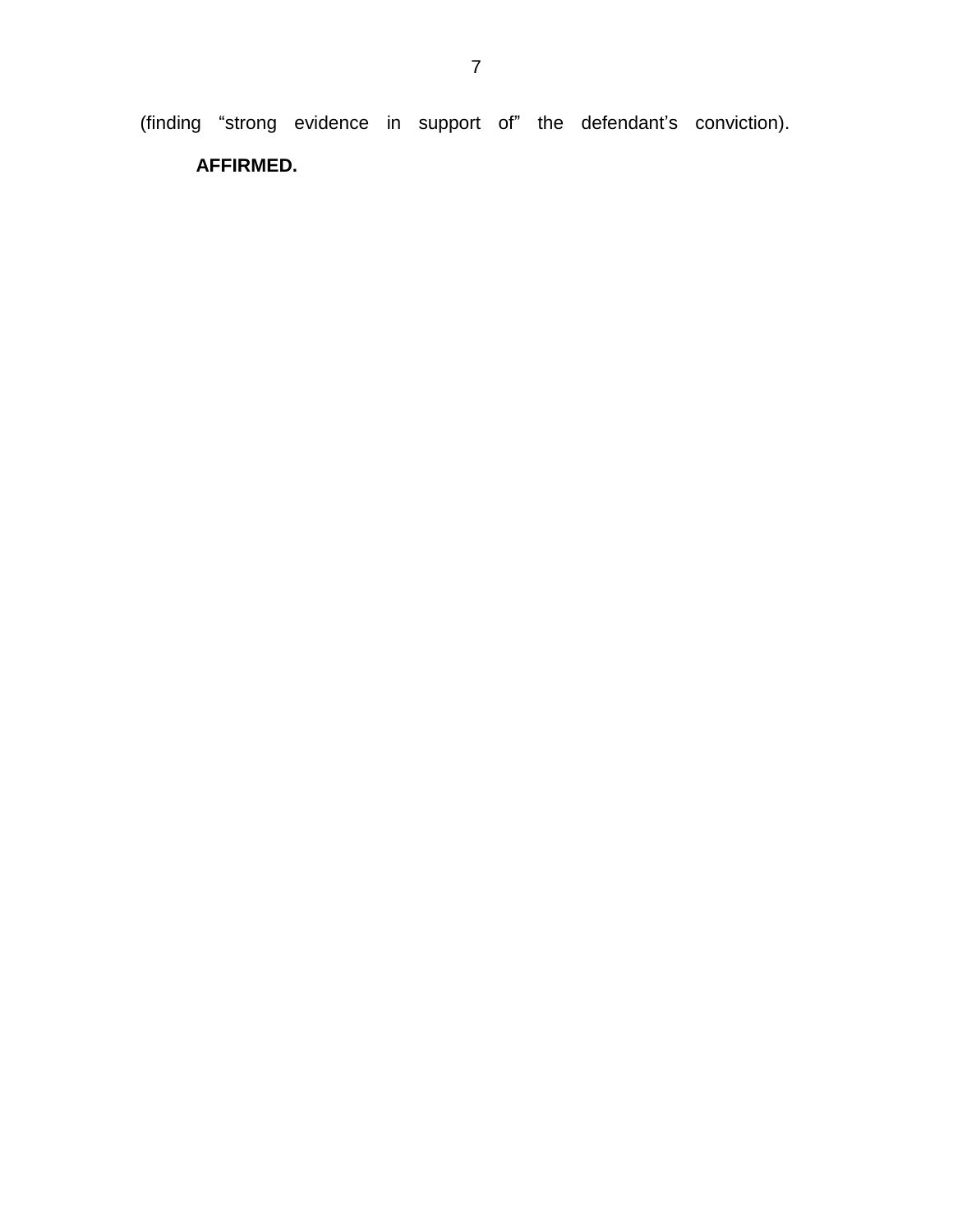(finding “strong evidence in support of” the defendant’s conviction).

**AFFIRMED.**